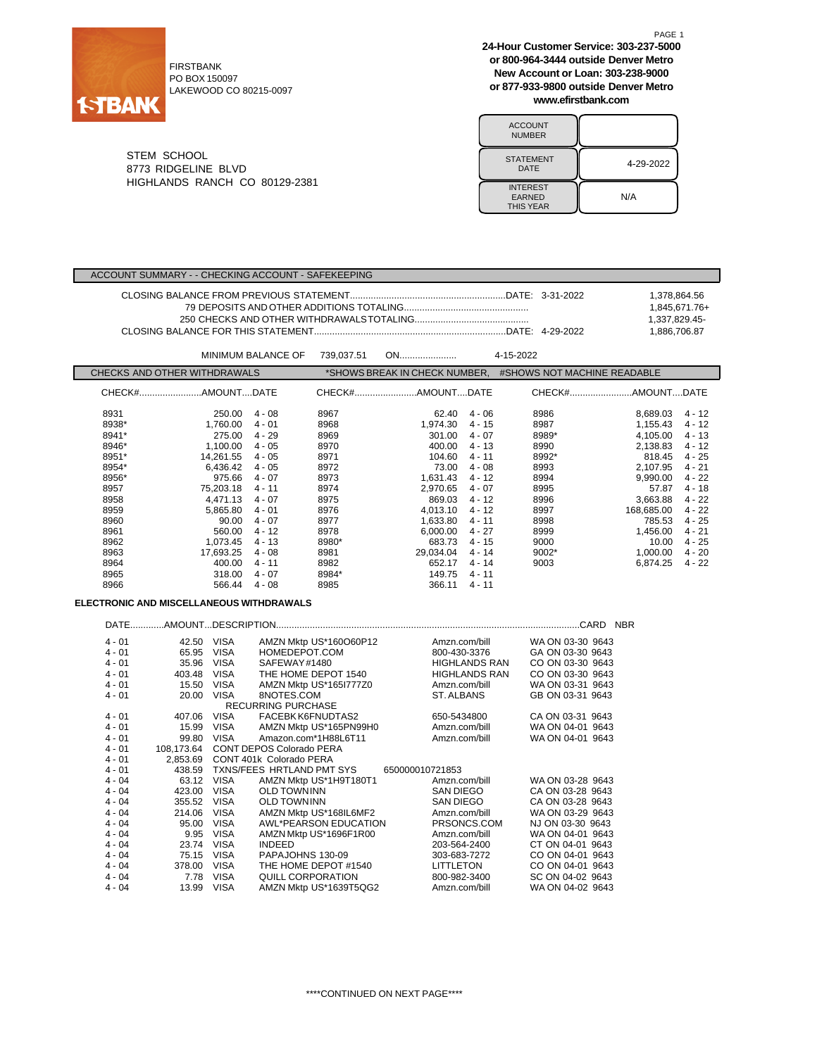FIRSTBANK
PO BOX 150097
LAKEWOOD CO 80215-0097

24-Hour Customer Service: 303-237-5000
or 800-964-3444 outside Denver Metro
New Account or Loan: 303-238-9000
or 877-933-9800 outside Denver Metro
www.efirstbank.com

STEM SCHOOL
8773 RIDGELINE BLVD
HIGHLANDS RANCH CO 80129-2381

| ACCOUNT NUMBER | |
|---|---|
| STATEMENT DATE | 4-29-2022 |
| INTEREST EARNED THIS YEAR | N/A |

## ACCOUNT SUMMARY - - CHECKING ACCOUNT - SAFEKEEPING

| | | |
|---|---|---|
| CLOSING BALANCE FROM PREVIOUS STATEMENT | DATE: 3-31-2022 | 1,378,864.56 |
| 79 DEPOSITS AND OTHER ADDITIONS TOTALING | | 1,845,671.76+ |
| 250 CHECKS AND OTHER WITHDRAWALS TOTALING | | 1,337,829.45- |
| CLOSING BALANCE FOR THIS STATEMENT | DATE: 4-29-2022 | 1,886,706.87 |

MINIMUM BALANCE OF 739,037.51 ON 4-15-2022

## CHECKS AND OTHER WITHDRAWALS

*SHOWS BREAK IN CHECK NUMBER, #SHOWS NOT MACHINE READABLE

| CHECK# | AMOUNT | DATE | CHECK# | AMOUNT | DATE | CHECK# | AMOUNT | DATE |
|---|---|---|---|---|---|---|---|---|
| 8931 | 250.00 | 4 - 08 | 8967 | 62.40 | 4 - 06 | 8986 | 8,689.03 | 4 - 12 |
| 8938* | 1,760.00 | 4 - 01 | 8968 | 1,974.30 | 4 - 15 | 8987 | 1,155.43 | 4 - 12 |
| 8941* | 275.00 | 4 - 29 | 8969 | 301.00 | 4 - 07 | 8989* | 4,105.00 | 4 - 13 |
| 8946* | 1,100.00 | 4 - 05 | 8970 | 400.00 | 4 - 13 | 8990 | 2,138.83 | 4 - 12 |
| 8951* | 14,261.55 | 4 - 05 | 8971 | 104.60 | 4 - 11 | 8992* | 818.45 | 4 - 25 |
| 8954* | 6,436.42 | 4 - 05 | 8972 | 73.00 | 4 - 08 | 8993 | 2,107.95 | 4 - 21 |
| 8956* | 975.66 | 4 - 07 | 8973 | 1,631.43 | 4 - 12 | 8994 | 9,990.00 | 4 - 22 |
| 8957 | 75,203.18 | 4 - 11 | 8974 | 2,970.65 | 4 - 07 | 8995 | 57.87 | 4 - 18 |
| 8958 | 4,471.13 | 4 - 07 | 8975 | 869.03 | 4 - 12 | 8996 | 3,663.88 | 4 - 22 |
| 8959 | 5,865.80 | 4 - 01 | 8976 | 4,013.10 | 4 - 12 | 8997 | 168,685.00 | 4 - 22 |
| 8960 | 90.00 | 4 - 07 | 8977 | 1,633.80 | 4 - 11 | 8998 | 785.53 | 4 - 25 |
| 8961 | 560.00 | 4 - 12 | 8978 | 6,000.00 | 4 - 27 | 8999 | 1,456.00 | 4 - 21 |
| 8962 | 1,073.45 | 4 - 13 | 8980* | 683.73 | 4 - 15 | 9000 | 10.00 | 4 - 25 |
| 8963 | 17,693.25 | 4 - 08 | 8981 | 29,034.04 | 4 - 14 | 9002* | 1,000.00 | 4 - 20 |
| 8964 | 400.00 | 4 - 11 | 8982 | 652.17 | 4 - 14 | 9003 | 6,874.25 | 4 - 22 |
| 8965 | 318.00 | 4 - 07 | 8984* | 149.75 | 4 - 11 | | | |
| 8966 | 566.44 | 4 - 08 | 8985 | 366.11 | 4 - 11 | | | |

## ELECTRONIC AND MISCELLANEOUS WITHDRAWALS

| DATE | AMOUNT | DESCRIPTION | | | | CARD NBR |
|---|---|---|---|---|---|---|
| 4 - 01 | 42.50 | VISA | AMZN Mktp US*160O60P12 | Amzn.com/bill | WA ON 03-30 | 9643 |
| 4 - 01 | 65.95 | VISA | HOMEDEPOT.COM | 800-430-3376 | GA ON 03-30 | 9643 |
| 4 - 01 | 35.96 | VISA | SAFEWAY #1480 | HIGHLANDS RAN | CO ON 03-30 | 9643 |
| 4 - 01 | 403.48 | VISA | THE HOME DEPOT 1540 | HIGHLANDS RAN | CO ON 03-30 | 9643 |
| 4 - 01 | 15.50 | VISA | AMZN Mktp US*165I777Z0 | Amzn.com/bill | WA ON 03-31 | 9643 |
| 4 - 01 | 20.00 | VISA | 8NOTES.COM RECURRING PURCHASE | ST. ALBANS | GB ON 03-31 | 9643 |
| 4 - 01 | 407.06 | VISA | FACEBK K6FNUDTAS2 | 650-5434800 | CA ON 03-31 | 9643 |
| 4 - 01 | 15.99 | VISA | AMZN Mktp US*165PN99H0 | Amzn.com/bill | WA ON 04-01 | 9643 |
| 4 - 01 | 99.80 | VISA | Amazon.com*1H88L6T11 | Amzn.com/bill | WA ON 04-01 | 9643 |
| 4 - 01 | 108,173.64 | CONT DEPOS Colorado PERA | | | | |
| 4 - 01 | 2,853.69 | CONT 401k Colorado PERA | | | | |
| 4 - 01 | 438.59 | TXNS/FEES HRTLAND PMT SYS | | 650000010721853 | | |
| 4 - 04 | 63.12 | VISA | AMZN Mktp US*1H9T180T1 | Amzn.com/bill | WA ON 03-28 | 9643 |
| 4 - 04 | 423.00 | VISA | OLD TOWN INN | SAN DIEGO | CA ON 03-28 | 9643 |
| 4 - 04 | 355.52 | VISA | OLD TOWN INN | SAN DIEGO | CA ON 03-28 | 9643 |
| 4 - 04 | 214.06 | VISA | AMZN Mktp US*168IL6MF2 | Amzn.com/bill | WA ON 03-29 | 9643 |
| 4 - 04 | 95.00 | VISA | AWL*PEARSON EDUCATION | PRSONCS.COM | NJ ON 03-30 | 9643 |
| 4 - 04 | 9.95 | VISA | AMZN Mktp US*1696F1R00 | Amzn.com/bill | WA ON 04-01 | 9643 |
| 4 - 04 | 23.74 | VISA | INDEED | 203-564-2400 | CT ON 04-01 | 9643 |
| 4 - 04 | 75.15 | VISA | PAPAJOHNS 130-09 | 303-683-7272 | CO ON 04-01 | 9643 |
| 4 - 04 | 378.00 | VISA | THE HOME DEPOT #1540 | LITTLETON | CO ON 04-01 | 9643 |
| 4 - 04 | 7.78 | VISA | QUILL CORPORATION | 800-982-3400 | SC ON 04-02 | 9643 |
| 4 - 04 | 13.99 | VISA | AMZN Mktp US*1639T5QG2 | Amzn.com/bill | WA ON 04-02 | 9643 |

****CONTINUED ON NEXT PAGE****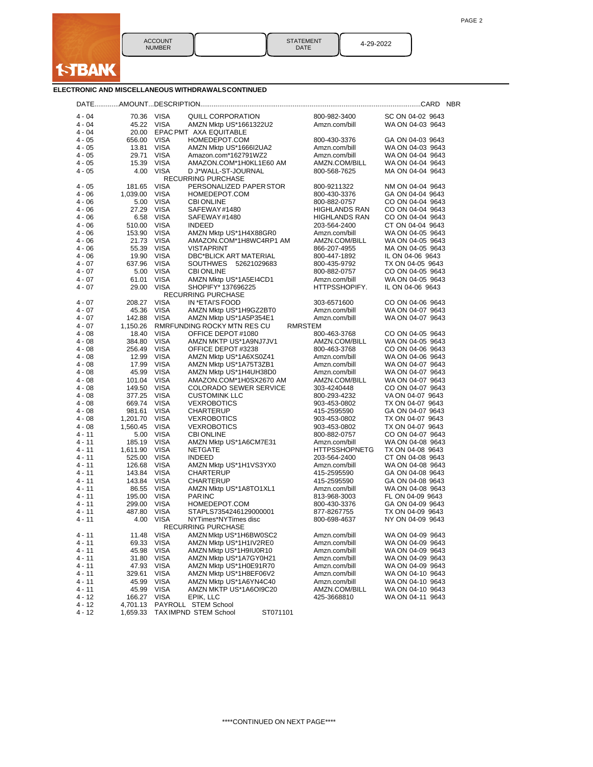| ACCOUNT NUMBER | | STATEMENT DATE | 4-29-2022 |
|---|---|---|---|

## ELECTRONIC AND MISCELLANEOUS WITHDRAWALS CONTINUED

| DATE | AMOUNT | DESCRIPTION | | | CARD NBR |
|---|---|---|---|---|---|
| 4 - 04 | 70.36 | VISA | QUILL CORPORATION | 800-982-3400 | SC ON 04-02 9643 |
| 4 - 04 | 45.22 | VISA | AMZN Mktp US*1661322U2 | Amzn.com/bill | WA ON 04-03 9643 |
| 4 - 04 | 20.00 | EPAC PMT AXA EQUITABLE | | | |
| 4 - 05 | 656.00 | VISA | HOMEDEPOT.COM | 800-430-3376 | GA ON 04-03 9643 |
| 4 - 05 | 13.81 | VISA | AMZN Mktp US*1666I2UA2 | Amzn.com/bill | WA ON 04-03 9643 |
| 4 - 05 | 29.71 | VISA | Amazon.com*162791WZ2 | Amzn.com/bill | WA ON 04-04 9643 |
| 4 - 05 | 15.39 | VISA | AMAZON.COM*1H0KL1E60 AM | AMZN.COM/BILL | WA ON 04-04 9643 |
| 4 - 05 | 4.00 | VISA | D J*WALL-ST-JOURNAL RECURRING PURCHASE | 800-568-7625 | MA ON 04-04 9643 |
| 4 - 05 | 181.65 | VISA | PERSONALIZED PAPER STOR | 800-9211322 | NM ON 04-04 9643 |
| 4 - 06 | 1,039.00 | VISA | HOMEDEPOT.COM | 800-430-3376 | GA ON 04-04 9643 |
| 4 - 06 | 5.00 | VISA | CBI ONLINE | 800-882-0757 | CO ON 04-04 9643 |
| 4 - 06 | 27.29 | VISA | SAFEWAY #1480 | HIGHLANDS RAN | CO ON 04-04 9643 |
| 4 - 06 | 6.58 | VISA | SAFEWAY #1480 | HIGHLANDS RAN | CO ON 04-04 9643 |
| 4 - 06 | 510.00 | VISA | INDEED | 203-564-2400 | CT ON 04-04 9643 |
| 4 - 06 | 153.90 | VISA | AMZN Mktp US*1H4X88GR0 | Amzn.com/bill | WA ON 04-05 9643 |
| 4 - 06 | 21.73 | VISA | AMAZON.COM*1H8WC4RP1 AM | AMZN.COM/BILL | WA ON 04-05 9643 |
| 4 - 06 | 55.39 | VISA | VISTAPRINT | 866-207-4955 | MA ON 04-05 9643 |
| 4 - 06 | 19.90 | VISA | DBC*BLICK ART MATERIAL | 800-447-1892 | IL ON 04-06 9643 |
| 4 - 07 | 637.96 | VISA | SOUTHWES 52621029683 | 800-435-9792 | TX ON 04-05 9643 |
| 4 - 07 | 5.00 | VISA | CBI ONLINE | 800-882-0757 | CO ON 04-05 9643 |
| 4 - 07 | 61.01 | VISA | AMZN Mktp US*1A5EI4CD1 | Amzn.com/bill | WA ON 04-05 9643 |
| 4 - 07 | 29.00 | VISA | SHOPIFY* 137696225 RECURRING PURCHASE | HTTPSSHOPIFY. | IL ON 04-06 9643 |
| 4 - 07 | 208.27 | VISA | IN *ETAI'S FOOD | 303-6571600 | CO ON 04-06 9643 |
| 4 - 07 | 45.36 | VISA | AMZN Mktp US*1H9GZ2BT0 | Amzn.com/bill | WA ON 04-07 9643 |
| 4 - 07 | 142.88 | VISA | AMZN Mktp US*1A5P354E1 | Amzn.com/bill | WA ON 04-07 9643 |
| 4 - 07 | 1,150.26 | RMRFUNDING ROCKY MTN RES CU RMRSTEM | | | |
| 4 - 08 | 18.40 | VISA | OFFICE DEPOT #1080 | 800-463-3768 | CO ON 04-05 9643 |
| 4 - 08 | 384.80 | VISA | AMZN MKTP US*1A9NJ7JV1 | AMZN.COM/BILL | WA ON 04-05 9643 |
| 4 - 08 | 256.49 | VISA | OFFICE DEPOT #3238 | 800-463-3768 | CO ON 04-06 9643 |
| 4 - 08 | 12.99 | VISA | AMZN Mktp US*1A6XS0Z41 | Amzn.com/bill | WA ON 04-06 9643 |
| 4 - 08 | 17.99 | VISA | AMZN Mktp US*1A75T3ZB1 | Amzn.com/bill | WA ON 04-07 9643 |
| 4 - 08 | 45.99 | VISA | AMZN Mktp US*1H4UH38D0 | Amzn.com/bill | WA ON 04-07 9643 |
| 4 - 08 | 101.04 | VISA | AMAZON.COM*1H0SX2670 AM | AMZN.COM/BILL | WA ON 04-07 9643 |
| 4 - 08 | 149.50 | VISA | COLORADO SEWER SERVICE | 303-4240448 | CO ON 04-07 9643 |
| 4 - 08 | 377.25 | VISA | CUSTOMINK LLC | 800-293-4232 | VA ON 04-07 9643 |
| 4 - 08 | 669.74 | VISA | VEXROBOTICS | 903-453-0802 | TX ON 04-07 9643 |
| 4 - 08 | 981.61 | VISA | CHARTERUP | 415-2595590 | GA ON 04-07 9643 |
| 4 - 08 | 1,201.70 | VISA | VEXROBOTICS | 903-453-0802 | TX ON 04-07 9643 |
| 4 - 08 | 1,560.45 | VISA | VEXROBOTICS | 903-453-0802 | TX ON 04-07 9643 |
| 4 - 11 | 5.00 | VISA | CBI ONLINE | 800-882-0757 | CO ON 04-07 9643 |
| 4 - 11 | 185.19 | VISA | AMZN Mktp US*1A6CM7E31 | Amzn.com/bill | WA ON 04-08 9643 |
| 4 - 11 | 1,611.90 | VISA | NETGATE | HTTPSSHOPNETG | TX ON 04-08 9643 |
| 4 - 11 | 525.00 | VISA | INDEED | 203-564-2400 | CT ON 04-08 9643 |
| 4 - 11 | 126.68 | VISA | AMZN Mktp US*1H1VS3YX0 | Amzn.com/bill | WA ON 04-08 9643 |
| 4 - 11 | 143.84 | VISA | CHARTERUP | 415-2595590 | GA ON 04-08 9643 |
| 4 - 11 | 143.84 | VISA | CHARTERUP | 415-2595590 | GA ON 04-08 9643 |
| 4 - 11 | 86.55 | VISA | AMZN Mktp US*1A8TO1XL1 | Amzn.com/bill | WA ON 04-08 9643 |
| 4 - 11 | 195.00 | VISA | PARINC | 813-968-3003 | FL ON 04-09 9643 |
| 4 - 11 | 299.00 | VISA | HOMEDEPOT.COM | 800-430-3376 | GA ON 04-09 9643 |
| 4 - 11 | 487.80 | VISA | STAPLS7354246129000001 | 877-8267755 | TX ON 04-09 9643 |
| 4 - 11 | 4.00 | VISA | NYTimes*NYTimes disc RECURRING PURCHASE | 800-698-4637 | NY ON 04-09 9643 |
| 4 - 11 | 11.48 | VISA | AMZN Mktp US*1H6BW0SC2 | Amzn.com/bill | WA ON 04-09 9643 |
| 4 - 11 | 69.33 | VISA | AMZN Mktp US*1H1IV2RE0 | Amzn.com/bill | WA ON 04-09 9643 |
| 4 - 11 | 45.98 | VISA | AMZN Mktp US*1H9IU0R10 | Amzn.com/bill | WA ON 04-09 9643 |
| 4 - 11 | 31.80 | VISA | AMZN Mktp US*1A7GY0H21 | Amzn.com/bill | WA ON 04-09 9643 |
| 4 - 11 | 47.93 | VISA | AMZN Mktp US*1H0E91R70 | Amzn.com/bill | WA ON 04-09 9643 |
| 4 - 11 | 329.61 | VISA | AMZN Mktp US*1H8EF06V2 | Amzn.com/bill | WA ON 04-10 9643 |
| 4 - 11 | 45.99 | VISA | AMZN Mktp US*1A6YN4C40 | Amzn.com/bill | WA ON 04-10 9643 |
| 4 - 11 | 45.99 | VISA | AMZN MKTP US*1A6OI9C20 | AMZN.COM/BILL | WA ON 04-10 9643 |
| 4 - 12 | 166.27 | VISA | EPIK, LLC | 425-3668810 | WA ON 04-11 9643 |
| 4 - 12 | 4,701.13 | PAYROLL STEM School | | | |
| 4 - 12 | 1,659.33 | TAX IMPND STEM School ST071101 | | | |

\*\*\*\*CONTINUED ON NEXT PAGE\*\*\*\*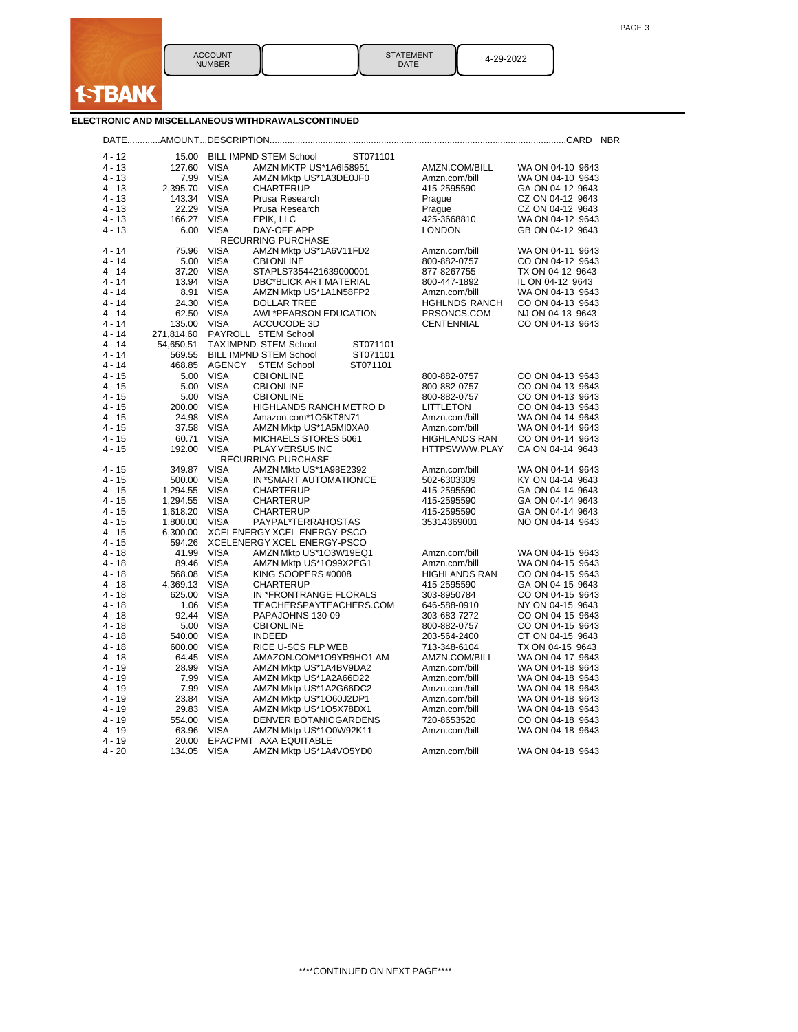1STBANK

| ACCOUNT NUMBER | | STATEMENT DATE | 4-29-2022 |
|---|---|---|---|

## ELECTRONIC AND MISCELLANEOUS WITHDRAWALS CONTINUED

| DATE | AMOUNT | DESCRIPTION | | | | CARD NBR |
|---|---|---|---|---|---|---|
| 4 - 12 | 15.00 | BILL IMPND STEM School | ST071101 | | | |
| 4 - 13 | 127.60 | VISA | AMZN MKTP US*1A6I58951 | AMZN.COM/BILL | WA ON 04-10 | 9643 |
| 4 - 13 | 7.99 | VISA | AMZN Mktp US*1A3DE0JF0 | Amzn.com/bill | WA ON 04-10 | 9643 |
| 4 - 13 | 2,395.70 | VISA | CHARTERUP | 415-2595590 | GA ON 04-12 | 9643 |
| 4 - 13 | 143.34 | VISA | Prusa Research | Prague | CZ ON 04-12 | 9643 |
| 4 - 13 | 22.29 | VISA | Prusa Research | Prague | CZ ON 04-12 | 9643 |
| 4 - 13 | 166.27 | VISA | EPIK, LLC | 425-3668810 | WA ON 04-12 | 9643 |
| 4 - 13 | 6.00 | VISA | DAY-OFF.APP | LONDON | GB ON 04-12 | 9643 |
| | | RECURRING PURCHASE | | | | |
| 4 - 14 | 75.96 | VISA | AMZN Mktp US*1A6V11FD2 | Amzn.com/bill | WA ON 04-11 | 9643 |
| 4 - 14 | 5.00 | VISA | CBI ONLINE | 800-882-0757 | CO ON 04-12 | 9643 |
| 4 - 14 | 37.20 | VISA | STAPLS7354421639000001 | 877-8267755 | TX ON 04-12 | 9643 |
| 4 - 14 | 13.94 | VISA | DBC*BLICK ART MATERIAL | 800-447-1892 | IL ON 04-12 | 9643 |
| 4 - 14 | 8.91 | VISA | AMZN Mktp US*1A1N58FP2 | Amzn.com/bill | WA ON 04-13 | 9643 |
| 4 - 14 | 24.30 | VISA | DOLLAR TREE | HGHLNDS RANCH | CO ON 04-13 | 9643 |
| 4 - 14 | 62.50 | VISA | AWL*PEARSON EDUCATION | PRSONCS.COM | NJ ON 04-13 | 9643 |
| 4 - 14 | 135.00 | VISA | ACCUCODE 3D | CENTENNIAL | CO ON 04-13 | 9643 |
| 4 - 14 | 271,814.60 | PAYROLL STEM School | | | | |
| 4 - 14 | 54,650.51 | TAX IMPND STEM School | ST071101 | | | |
| 4 - 14 | 569.55 | BILL IMPND STEM School | ST071101 | | | |
| 4 - 14 | 468.85 | AGENCY STEM School | ST071101 | | | |
| 4 - 15 | 5.00 | VISA | CBI ONLINE | 800-882-0757 | CO ON 04-13 | 9643 |
| 4 - 15 | 5.00 | VISA | CBI ONLINE | 800-882-0757 | CO ON 04-13 | 9643 |
| 4 - 15 | 5.00 | VISA | CBI ONLINE | 800-882-0757 | CO ON 04-13 | 9643 |
| 4 - 15 | 200.00 | VISA | HIGHLANDS RANCH METRO D | LITTLETON | CO ON 04-13 | 9643 |
| 4 - 15 | 24.98 | VISA | Amazon.com*1O5KT8N71 | Amzn.com/bill | WA ON 04-14 | 9643 |
| 4 - 15 | 37.58 | VISA | AMZN Mktp US*1A5MI0XA0 | Amzn.com/bill | WA ON 04-14 | 9643 |
| 4 - 15 | 60.71 | VISA | MICHAELS STORES 5061 | HIGHLANDS RAN | CO ON 04-14 | 9643 |
| 4 - 15 | 192.00 | VISA | PLAY VERSUS INC | HTTPSWWW.PLAY | CA ON 04-14 | 9643 |
| | | RECURRING PURCHASE | | | | |
| 4 - 15 | 349.87 | VISA | AMZN Mktp US*1A98E2392 | Amzn.com/bill | WA ON 04-14 | 9643 |
| 4 - 15 | 500.00 | VISA | IN *SMART AUTOMATIONCE | 502-6303309 | KY ON 04-14 | 9643 |
| 4 - 15 | 1,294.55 | VISA | CHARTERUP | 415-2595590 | GA ON 04-14 | 9643 |
| 4 - 15 | 1,294.55 | VISA | CHARTERUP | 415-2595590 | GA ON 04-14 | 9643 |
| 4 - 15 | 1,618.20 | VISA | CHARTERUP | 415-2595590 | GA ON 04-14 | 9643 |
| 4 - 15 | 1,800.00 | VISA | PAYPAL*TERRAHOSTAS | 35314369001 | NO ON 04-14 | 9643 |
| 4 - 15 | 6,300.00 | XCELENERGY XCEL ENERGY-PSCO | | | | |
| 4 - 15 | 594.26 | XCELENERGY XCEL ENERGY-PSCO | | | | |
| 4 - 18 | 41.99 | VISA | AMZN Mktp US*1O3W19EQ1 | Amzn.com/bill | WA ON 04-15 | 9643 |
| 4 - 18 | 89.46 | VISA | AMZN Mktp US*1O99X2EG1 | Amzn.com/bill | WA ON 04-15 | 9643 |
| 4 - 18 | 568.08 | VISA | KING SOOPERS #0008 | HIGHLANDS RAN | CO ON 04-15 | 9643 |
| 4 - 18 | 4,369.13 | VISA | CHARTERUP | 415-2595590 | GA ON 04-15 | 9643 |
| 4 - 18 | 625.00 | VISA | IN *FRONTRANGE FLORALS | 303-8950784 | CO ON 04-15 | 9643 |
| 4 - 18 | 1.06 | VISA | TEACHERSPAYTEACHERS.COM | 646-588-0910 | NY ON 04-15 | 9643 |
| 4 - 18 | 92.44 | VISA | PAPAJOHNS 130-09 | 303-683-7272 | CO ON 04-15 | 9643 |
| 4 - 18 | 5.00 | VISA | CBI ONLINE | 800-882-0757 | CO ON 04-15 | 9643 |
| 4 - 18 | 540.00 | VISA | INDEED | 203-564-2400 | CT ON 04-15 | 9643 |
| 4 - 18 | 600.00 | VISA | RICE U-SCS FLP WEB | 713-348-6104 | TX ON 04-15 | 9643 |
| 4 - 18 | 64.45 | VISA | AMAZON.COM*1O9YR9HO1 AM | AMZN.COM/BILL | WA ON 04-17 | 9643 |
| 4 - 19 | 28.99 | VISA | AMZN Mktp US*1A4BV9DA2 | Amzn.com/bill | WA ON 04-18 | 9643 |
| 4 - 19 | 7.99 | VISA | AMZN Mktp US*1A2A66D22 | Amzn.com/bill | WA ON 04-18 | 9643 |
| 4 - 19 | 7.99 | VISA | AMZN Mktp US*1A2G66DC2 | Amzn.com/bill | WA ON 04-18 | 9643 |
| 4 - 19 | 23.84 | VISA | AMZN Mktp US*1O60J2DP1 | Amzn.com/bill | WA ON 04-18 | 9643 |
| 4 - 19 | 29.83 | VISA | AMZN Mktp US*1O5X78DX1 | Amzn.com/bill | WA ON 04-18 | 9643 |
| 4 - 19 | 554.00 | VISA | DENVER BOTANICGARDENS | 720-8653520 | CO ON 04-18 | 9643 |
| 4 - 19 | 63.96 | VISA | AMZN Mktp US*1O0W92K11 | Amzn.com/bill | WA ON 04-18 | 9643 |
| 4 - 19 | 20.00 | EPAC PMT AXA EQUITABLE | | | | |
| 4 - 20 | 134.05 | VISA | AMZN Mktp US*1A4VO5YD0 | Amzn.com/bill | WA ON 04-18 | 9643 |

****CONTINUED ON NEXT PAGE****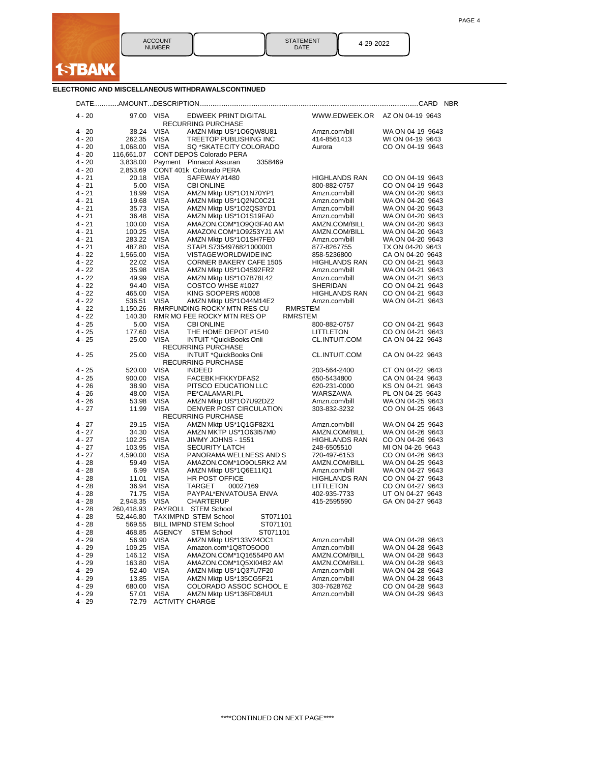ACCOUNT NUMBER | | STATEMENT DATE | 4-29-2022

**1STBANK**

## ELECTRONIC AND MISCELLANEOUS WITHDRAWALS CONTINUED

| DATE | AMOUNT | DESCRIPTION | | | | CARD NBR |
|---|---|---|---|---|---|---|
| 4 - 20 | 97.00 | VISA | EDWEEK PRINT DIGITAL RECURRING PURCHASE | WWW.EDWEEK.OR | AZ ON 04-19 | 9643 |
| 4 - 20 | 38.24 | VISA | AMZN Mktp US*1O6QW8U81 | Amzn.com/bill | WA ON 04-19 | 9643 |
| 4 - 20 | 262.35 | VISA | TREETOP PUBLISHING INC | 414-8561413 | WI ON 04-19 | 9643 |
| 4 - 20 | 1,068.00 | VISA | SQ *SKATECITY COLORADO | Aurora | CO ON 04-19 | 9643 |
| 4 - 20 | 116,661.07 | CONT DEPOS Colorado PERA | | | | |
| 4 - 20 | 3,838.00 | Payment | Pinnacol Assuran 3358469 | | | |
| 4 - 20 | 2,853.69 | CONT 401k Colorado PERA | | | | |
| 4 - 21 | 20.18 | VISA | SAFEWAY #1480 | HIGHLANDS RAN | CO ON 04-19 | 9643 |
| 4 - 21 | 5.00 | VISA | CBI ONLINE | 800-882-0757 | CO ON 04-19 | 9643 |
| 4 - 21 | 18.99 | VISA | AMZN Mktp US*1O1N70YP1 | Amzn.com/bill | WA ON 04-20 | 9643 |
| 4 - 21 | 19.68 | VISA | AMZN Mktp US*1Q2NC0C21 | Amzn.com/bill | WA ON 04-20 | 9643 |
| 4 - 21 | 35.73 | VISA | AMZN Mktp US*1O2QS3YD1 | Amzn.com/bill | WA ON 04-20 | 9643 |
| 4 - 21 | 36.48 | VISA | AMZN Mktp US*1O1S19FA0 | Amzn.com/bill | WA ON 04-20 | 9643 |
| 4 - 21 | 100.00 | VISA | AMAZON.COM*1O9QI3FA0 AM | AMZN.COM/BILL | WA ON 04-20 | 9643 |
| 4 - 21 | 100.25 | VISA | AMAZON.COM*1O9253YJ1 AM | AMZN.COM/BILL | WA ON 04-20 | 9643 |
| 4 - 21 | 283.22 | VISA | AMZN Mktp US*1O1SH7FE0 | Amzn.com/bill | WA ON 04-20 | 9643 |
| 4 - 21 | 487.80 | VISA | STAPLS7354976821000001 | 877-8267755 | TX ON 04-20 | 9643 |
| 4 - 22 | 1,565.00 | VISA | VISTAGEWORLDWIDEINC | 858-5236800 | CA ON 04-20 | 9643 |
| 4 - 22 | 22.02 | VISA | CORNER BAKERY CAFE 1505 | HIGHLANDS RAN | CO ON 04-21 | 9643 |
| 4 - 22 | 35.98 | VISA | AMZN Mktp US*1O4S92FR2 | Amzn.com/bill | WA ON 04-21 | 9643 |
| 4 - 22 | 49.99 | VISA | AMZN Mktp US*1O7B78L42 | Amzn.com/bill | WA ON 04-21 | 9643 |
| 4 - 22 | 94.40 | VISA | COSTCO WHSE #1027 | SHERIDAN | CO ON 04-21 | 9643 |
| 4 - 22 | 465.00 | VISA | KING SOOPERS #0008 | HIGHLANDS RAN | CO ON 04-21 | 9643 |
| 4 - 22 | 536.51 | VISA | AMZN Mktp US*1O44M14E2 | Amzn.com/bill | WA ON 04-21 | 9643 |
| 4 - 22 | 1,150.26 | RMRFUNDING ROCKY MTN RES CU | RMRSTEM | | | |
| 4 - 22 | 140.30 | RMR MO FEE ROCKY MTN RES OP | RMRSTEM | | | |
| 4 - 25 | 5.00 | VISA | CBI ONLINE | 800-882-0757 | CO ON 04-21 | 9643 |
| 4 - 25 | 177.60 | VISA | THE HOME DEPOT #1540 | LITTLETON | CO ON 04-21 | 9643 |
| 4 - 25 | 25.00 | VISA | INTUIT *QuickBooks Onli RECURRING PURCHASE | CL.INTUIT.COM | CA ON 04-22 | 9643 |
| 4 - 25 | 25.00 | VISA | INTUIT *QuickBooks Onli RECURRING PURCHASE | CL.INTUIT.COM | CA ON 04-22 | 9643 |
| 4 - 25 | 520.00 | VISA | INDEED | 203-564-2400 | CT ON 04-22 | 9643 |
| 4 - 25 | 900.00 | VISA | FACEBK HFKKYDFAS2 | 650-5434800 | CA ON 04-24 | 9643 |
| 4 - 26 | 38.90 | VISA | PITSCO EDUCATION LLC | 620-231-0000 | KS ON 04-21 | 9643 |
| 4 - 26 | 48.00 | VISA | PE*CALAMARI.PL | WARSZAWA | PL ON 04-25 | 9643 |
| 4 - 26 | 53.98 | VISA | AMZN Mktp US*1O7U92DZ2 | Amzn.com/bill | WA ON 04-25 | 9643 |
| 4 - 27 | 11.99 | VISA | DENVER POST CIRCULATION RECURRING PURCHASE | 303-832-3232 | CO ON 04-25 | 9643 |
| 4 - 27 | 29.15 | VISA | AMZN Mktp US*1Q1GF82X1 | Amzn.com/bill | WA ON 04-25 | 9643 |
| 4 - 27 | 34.30 | VISA | AMZN MKTP US*1O63I57M0 | AMZN.COM/BILL | WA ON 04-26 | 9643 |
| 4 - 27 | 102.25 | VISA | JIMMY JOHNS - 1551 | HIGHLANDS RAN | CO ON 04-26 | 9643 |
| 4 - 27 | 103.95 | VISA | SECURITY LATCH | 248-6505510 | MI ON 04-26 | 9643 |
| 4 - 27 | 4,590.00 | VISA | PANORAMA WELLNESS AND S | 720-497-6153 | CO ON 04-26 | 9643 |
| 4 - 28 | 59.49 | VISA | AMAZON.COM*1O9OL5RK2 AM | AMZN.COM/BILL | WA ON 04-25 | 9643 |
| 4 - 28 | 6.99 | VISA | AMZN Mktp US*1Q6E11IQ1 | Amzn.com/bill | WA ON 04-27 | 9643 |
| 4 - 28 | 11.01 | VISA | HR POST OFFICE | HIGHLANDS RAN | CO ON 04-27 | 9643 |
| 4 - 28 | 36.94 | VISA | TARGET 00027169 | LITTLETON | CO ON 04-27 | 9643 |
| 4 - 28 | 71.75 | VISA | PAYPAL*ENVATOUSA ENVA | 402-935-7733 | UT ON 04-27 | 9643 |
| 4 - 28 | 2,948.35 | VISA | CHARTERUP | 415-2595590 | GA ON 04-27 | 9643 |
| 4 - 28 | 260,418.93 | PAYROLL | STEM School | | | |
| 4 - 28 | 52,446.80 | TAX IMPND STEM School | ST071101 | | | |
| 4 - 28 | 569.55 | BILL IMPND STEM School | ST071101 | | | |
| 4 - 28 | 468.85 | AGENCY | STEM School ST071101 | | | |
| 4 - 29 | 56.90 | VISA | AMZN Mktp US*133V24OC1 | Amzn.com/bill | WA ON 04-28 | 9643 |
| 4 - 29 | 109.25 | VISA | Amazon.com*1Q8TO5OO0 | Amzn.com/bill | WA ON 04-28 | 9643 |
| 4 - 29 | 146.12 | VISA | AMAZON.COM*1Q16554P0 AM | AMZN.COM/BILL | WA ON 04-28 | 9643 |
| 4 - 29 | 163.80 | VISA | AMAZON.COM*1Q5XI04B2 AM | AMZN.COM/BILL | WA ON 04-28 | 9643 |
| 4 - 29 | 52.40 | VISA | AMZN Mktp US*1Q37U7F20 | Amzn.com/bill | WA ON 04-28 | 9643 |
| 4 - 29 | 13.85 | VISA | AMZN Mktp US*135CG5F21 | Amzn.com/bill | WA ON 04-28 | 9643 |
| 4 - 29 | 680.00 | VISA | COLORADO ASSOC SCHOOL E | 303-7628762 | CO ON 04-28 | 9643 |
| 4 - 29 | 57.01 | VISA | AMZN Mktp US*136FD84U1 | Amzn.com/bill | WA ON 04-29 | 9643 |
| 4 - 29 | 72.79 | ACTIVITY CHARGE | | | | |

\*\*\*\*CONTINUED ON NEXT PAGE\*\*\*\*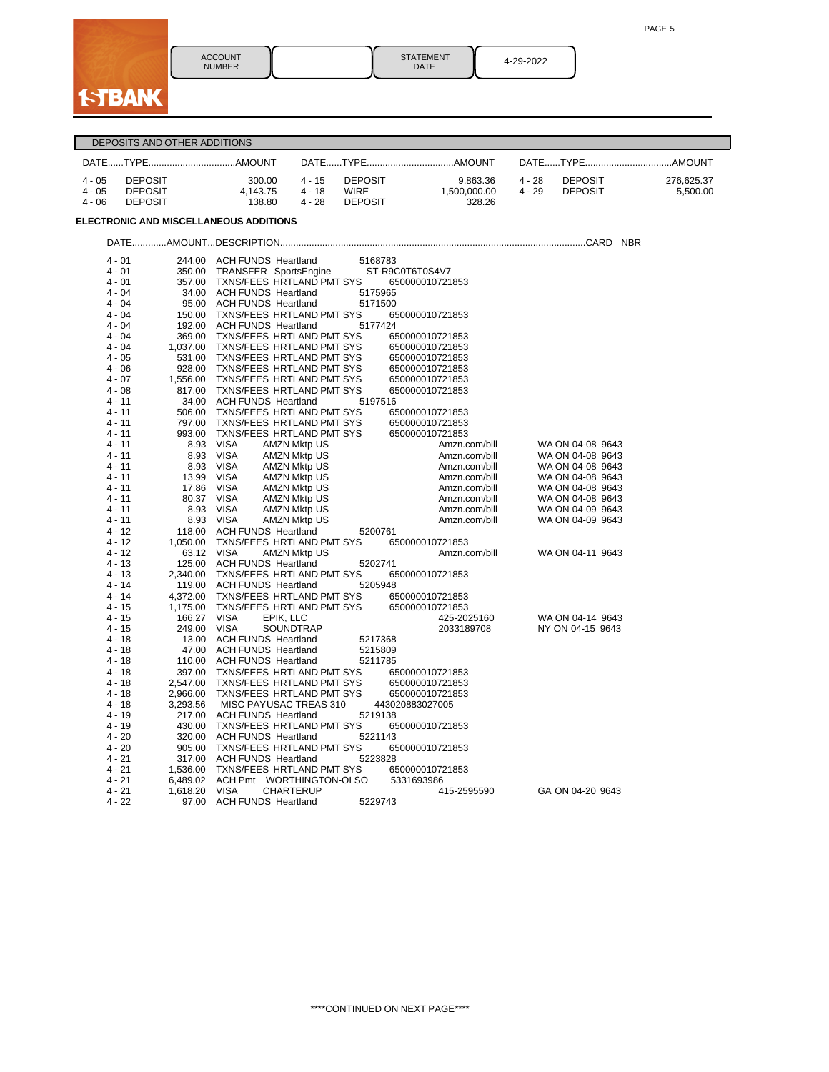1STBANK

| ACCOUNT NUMBER | | STATEMENT DATE | 4-29-2022 |
|---|---|---|---|

## DEPOSITS AND OTHER ADDITIONS

| DATE | TYPE | AMOUNT | DATE | TYPE | AMOUNT | DATE | TYPE | AMOUNT |
|---|---|---|---|---|---|---|---|---|
| 4 - 05 | DEPOSIT | 300.00 | 4 - 15 | DEPOSIT | 9,863.36 | 4 - 28 | DEPOSIT | 276,625.37 |
| 4 - 05 | DEPOSIT | 4,143.75 | 4 - 18 | WIRE | 1,500,000.00 | 4 - 29 | DEPOSIT | 5,500.00 |
| 4 - 06 | DEPOSIT | 138.80 | 4 - 28 | DEPOSIT | 328.26 | | | |

**ELECTRONIC AND MISCELLANEOUS ADDITIONS**

| DATE | AMOUNT | DESCRIPTION | | | CARD NBR |
|---|---|---|---|---|---|
| 4 - 01 | 244.00 | ACH FUNDS Heartland | 5168783 | | |
| 4 - 01 | 350.00 | TRANSFER SportsEngine | ST-R9C0T6T0S4V7 | | |
| 4 - 01 | 357.00 | TXNS/FEES HRTLAND PMT SYS | 650000010721853 | | |
| 4 - 04 | 34.00 | ACH FUNDS Heartland | 5175965 | | |
| 4 - 04 | 95.00 | ACH FUNDS Heartland | 5171500 | | |
| 4 - 04 | 150.00 | TXNS/FEES HRTLAND PMT SYS | 650000010721853 | | |
| 4 - 04 | 192.00 | ACH FUNDS Heartland | 5177424 | | |
| 4 - 04 | 369.00 | TXNS/FEES HRTLAND PMT SYS | 650000010721853 | | |
| 4 - 04 | 1,037.00 | TXNS/FEES HRTLAND PMT SYS | 650000010721853 | | |
| 4 - 05 | 531.00 | TXNS/FEES HRTLAND PMT SYS | 650000010721853 | | |
| 4 - 06 | 928.00 | TXNS/FEES HRTLAND PMT SYS | 650000010721853 | | |
| 4 - 07 | 1,556.00 | TXNS/FEES HRTLAND PMT SYS | 650000010721853 | | |
| 4 - 08 | 817.00 | TXNS/FEES HRTLAND PMT SYS | 650000010721853 | | |
| 4 - 11 | 34.00 | ACH FUNDS Heartland | 5197516 | | |
| 4 - 11 | 506.00 | TXNS/FEES HRTLAND PMT SYS | 650000010721853 | | |
| 4 - 11 | 797.00 | TXNS/FEES HRTLAND PMT SYS | 650000010721853 | | |
| 4 - 11 | 993.00 | TXNS/FEES HRTLAND PMT SYS | 650000010721853 | | |
| 4 - 11 | 8.93 | VISA AMZN Mktp US | | Amzn.com/bill | WA ON 04-08 9643 |
| 4 - 11 | 8.93 | VISA AMZN Mktp US | | Amzn.com/bill | WA ON 04-08 9643 |
| 4 - 11 | 8.93 | VISA AMZN Mktp US | | Amzn.com/bill | WA ON 04-08 9643 |
| 4 - 11 | 13.99 | VISA AMZN Mktp US | | Amzn.com/bill | WA ON 04-08 9643 |
| 4 - 11 | 17.86 | VISA AMZN Mktp US | | Amzn.com/bill | WA ON 04-08 9643 |
| 4 - 11 | 80.37 | VISA AMZN Mktp US | | Amzn.com/bill | WA ON 04-08 9643 |
| 4 - 11 | 8.93 | VISA AMZN Mktp US | | Amzn.com/bill | WA ON 04-09 9643 |
| 4 - 11 | 8.93 | VISA AMZN Mktp US | | Amzn.com/bill | WA ON 04-09 9643 |
| 4 - 12 | 118.00 | ACH FUNDS Heartland | 5200761 | | |
| 4 - 12 | 1,050.00 | TXNS/FEES HRTLAND PMT SYS | 650000010721853 | | |
| 4 - 12 | 63.12 | VISA AMZN Mktp US | | Amzn.com/bill | WA ON 04-11 9643 |
| 4 - 13 | 125.00 | ACH FUNDS Heartland | 5202741 | | |
| 4 - 13 | 2,340.00 | TXNS/FEES HRTLAND PMT SYS | 650000010721853 | | |
| 4 - 14 | 119.00 | ACH FUNDS Heartland | 5205948 | | |
| 4 - 14 | 4,372.00 | TXNS/FEES HRTLAND PMT SYS | 650000010721853 | | |
| 4 - 15 | 1,175.00 | TXNS/FEES HRTLAND PMT SYS | 650000010721853 | | |
| 4 - 15 | 166.27 | VISA EPIK, LLC | | 425-2025160 | WA ON 04-14 9643 |
| 4 - 15 | 249.00 | VISA SOUNDTRAP | | 2033189708 | NY ON 04-15 9643 |
| 4 - 18 | 13.00 | ACH FUNDS Heartland | 5217368 | | |
| 4 - 18 | 47.00 | ACH FUNDS Heartland | 5215809 | | |
| 4 - 18 | 110.00 | ACH FUNDS Heartland | 5211785 | | |
| 4 - 18 | 397.00 | TXNS/FEES HRTLAND PMT SYS | 650000010721853 | | |
| 4 - 18 | 2,547.00 | TXNS/FEES HRTLAND PMT SYS | 650000010721853 | | |
| 4 - 18 | 2,966.00 | TXNS/FEES HRTLAND PMT SYS | 650000010721853 | | |
| 4 - 18 | 3,293.56 | MISC PAYUSAC TREAS 310 | 443020883027005 | | |
| 4 - 19 | 217.00 | ACH FUNDS Heartland | 5219138 | | |
| 4 - 19 | 430.00 | TXNS/FEES HRTLAND PMT SYS | 650000010721853 | | |
| 4 - 20 | 320.00 | ACH FUNDS Heartland | 5221143 | | |
| 4 - 20 | 905.00 | TXNS/FEES HRTLAND PMT SYS | 650000010721853 | | |
| 4 - 21 | 317.00 | ACH FUNDS Heartland | 5223828 | | |
| 4 - 21 | 1,536.00 | TXNS/FEES HRTLAND PMT SYS | 650000010721853 | | |
| 4 - 21 | 6,489.02 | ACH Pmt WORTHINGTON-OLSO | 5331693986 | | |
| 4 - 21 | 1,618.20 | VISA CHARTERUP | | 415-2595590 | GA ON 04-20 9643 |
| 4 - 22 | 97.00 | ACH FUNDS Heartland | 5229743 | | |

\*\*\*\*CONTINUED ON NEXT PAGE\*\*\*\*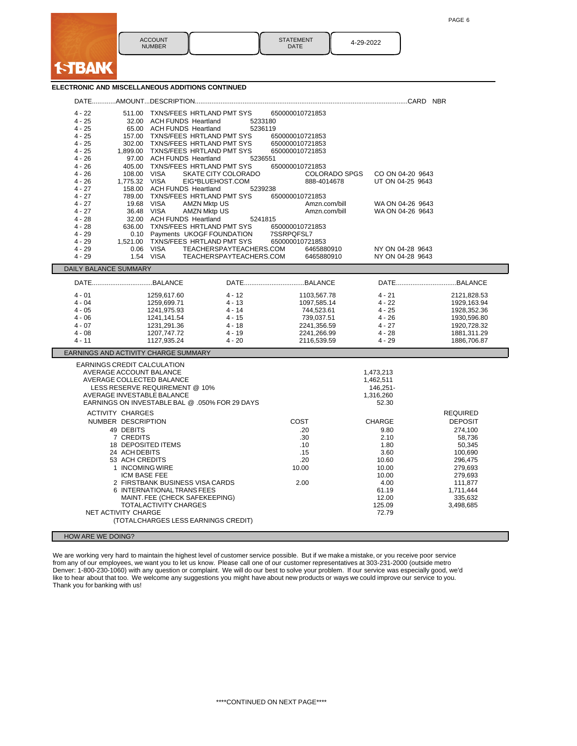**1STBANK**

| ACCOUNT NUMBER | | STATEMENT DATE | 4-29-2022 |
|---|---|---|---|

## ELECTRONIC AND MISCELLANEOUS ADDITIONS CONTINUED

| DATE | AMOUNT | DESCRIPTION | | | | CARD NBR |
|---|---|---|---|---|---|---|
| 4 - 22 | 511.00 | TXNS/FEES HRTLAND PMT SYS | 650000010721853 | | | |
| 4 - 25 | 32.00 | ACH FUNDS Heartland | 5233180 | | | |
| 4 - 25 | 65.00 | ACH FUNDS Heartland | 5236119 | | | |
| 4 - 25 | 157.00 | TXNS/FEES HRTLAND PMT SYS | 650000010721853 | | | |
| 4 - 25 | 302.00 | TXNS/FEES HRTLAND PMT SYS | 650000010721853 | | | |
| 4 - 25 | 1,899.00 | TXNS/FEES HRTLAND PMT SYS | 650000010721853 | | | |
| 4 - 26 | 97.00 | ACH FUNDS Heartland | 5236551 | | | |
| 4 - 26 | 405.00 | TXNS/FEES HRTLAND PMT SYS | 650000010721853 | | | |
| 4 - 26 | 108.00 | VISA | SKATE CITY COLORADO | COLORADO SPGS | CO ON 04-20 | 9643 |
| 4 - 26 | 1,775.32 | VISA | EIG*BLUEHOST.COM | 888-4014678 | UT ON 04-25 | 9643 |
| 4 - 27 | 158.00 | ACH FUNDS Heartland | 5239238 | | | |
| 4 - 27 | 789.00 | TXNS/FEES HRTLAND PMT SYS | 650000010721853 | | | |
| 4 - 27 | 19.68 | VISA | AMZN Mktp US | Amzn.com/bill | WA ON 04-26 | 9643 |
| 4 - 27 | 36.48 | VISA | AMZN Mktp US | Amzn.com/bill | WA ON 04-26 | 9643 |
| 4 - 28 | 32.00 | ACH FUNDS Heartland | 5241815 | | | |
| 4 - 28 | 636.00 | TXNS/FEES HRTLAND PMT SYS | 650000010721853 | | | |
| 4 - 29 | 0.10 | Payments UKOGF FOUNDATION | 7SSRPQFSL7 | | | |
| 4 - 29 | 1,521.00 | TXNS/FEES HRTLAND PMT SYS | 650000010721853 | | | |
| 4 - 29 | 0.06 | VISA | TEACHERSPAYTEACHERS.COM | 6465880910 | NY ON 04-28 | 9643 |
| 4 - 29 | 1.54 | VISA | TEACHERSPAYTEACHERS.COM | 6465880910 | NY ON 04-28 | 9643 |

## DAILY BALANCE SUMMARY

| DATE | BALANCE | DATE | BALANCE | DATE | BALANCE |
|---|---|---|---|---|---|
| 4 - 01 | 1259,617.60 | 4 - 12 | 1103,567.78 | 4 - 21 | 2121,828.53 |
| 4 - 04 | 1259,699.71 | 4 - 13 | 1097,585.14 | 4 - 22 | 1929,163.94 |
| 4 - 05 | 1241,975.93 | 4 - 14 | 744,523.61 | 4 - 25 | 1928,352.36 |
| 4 - 06 | 1241,141.54 | 4 - 15 | 739,037.51 | 4 - 26 | 1930,596.80 |
| 4 - 07 | 1231,291.36 | 4 - 18 | 2241,356.59 | 4 - 27 | 1920,728.32 |
| 4 - 08 | 1207,747.72 | 4 - 19 | 2241,266.99 | 4 - 28 | 1881,311.29 |
| 4 - 11 | 1127,935.24 | 4 - 20 | 2116,539.59 | 4 - 29 | 1886,706.87 |

## EARNINGS AND ACTIVITY CHARGE SUMMARY

| EARNINGS CREDIT CALCULATION | |
|---|---|
| AVERAGE ACCOUNT BALANCE | 1,473,213 |
| AVERAGE COLLECTED BALANCE | 1,462,511 |
| LESS RESERVE REQUIREMENT @ 10% | 146,251- |
| AVERAGE INVESTABLE BALANCE | 1,316,260 |
| EARNINGS ON INVESTABLE BAL @ .050% FOR 29 DAYS | 52.30 |

| ACTIVITY CHARGES NUMBER | DESCRIPTION | COST | CHARGE | REQUIRED DEPOSIT |
|---|---|---|---|---|
| 49 | DEBITS | .20 | 9.80 | 274,100 |
| 7 | CREDITS | .30 | 2.10 | 58,736 |
| 18 | DEPOSITED ITEMS | .10 | 1.80 | 50,345 |
| 24 | ACH DEBITS | .15 | 3.60 | 100,690 |
| 53 | ACH CREDITS | .20 | 10.60 | 296,475 |
| 1 | INCOMING WIRE | 10.00 | 10.00 | 279,693 |
| | ICM BASE FEE | | 10.00 | 279,693 |
| 2 | FIRSTBANK BUSINESS VISA CARDS | 2.00 | 4.00 | 111,877 |
| 6 | INTERNATIONAL TRANS FEES | | 61.19 | 1,711,444 |
| | MAINT. FEE (CHECK SAFEKEEPING) | | 12.00 | 335,632 |
| | TOTAL ACTIVITY CHARGES | | 125.09 | 3,498,685 |
| | NET ACTIVITY CHARGE (TOTAL CHARGES LESS EARNINGS CREDIT) | | 72.79 | |

## HOW ARE WE DOING?

We are working very hard to maintain the highest level of customer service possible. But if we make a mistake, or you receive poor service from any of our employees, we want you to let us know. Please call one of our customer representatives at 303-231-2000 (outside metro Denver: 1-800-230-1060) with any question or complaint. We will do our best to solve your problem. If our service was especially good, we'd like to hear about that too. We welcome any suggestions you might have about new products or ways we could improve our service to you. Thank you for banking with us!

\*\*\*\*CONTINUED ON NEXT PAGE\*\*\*\*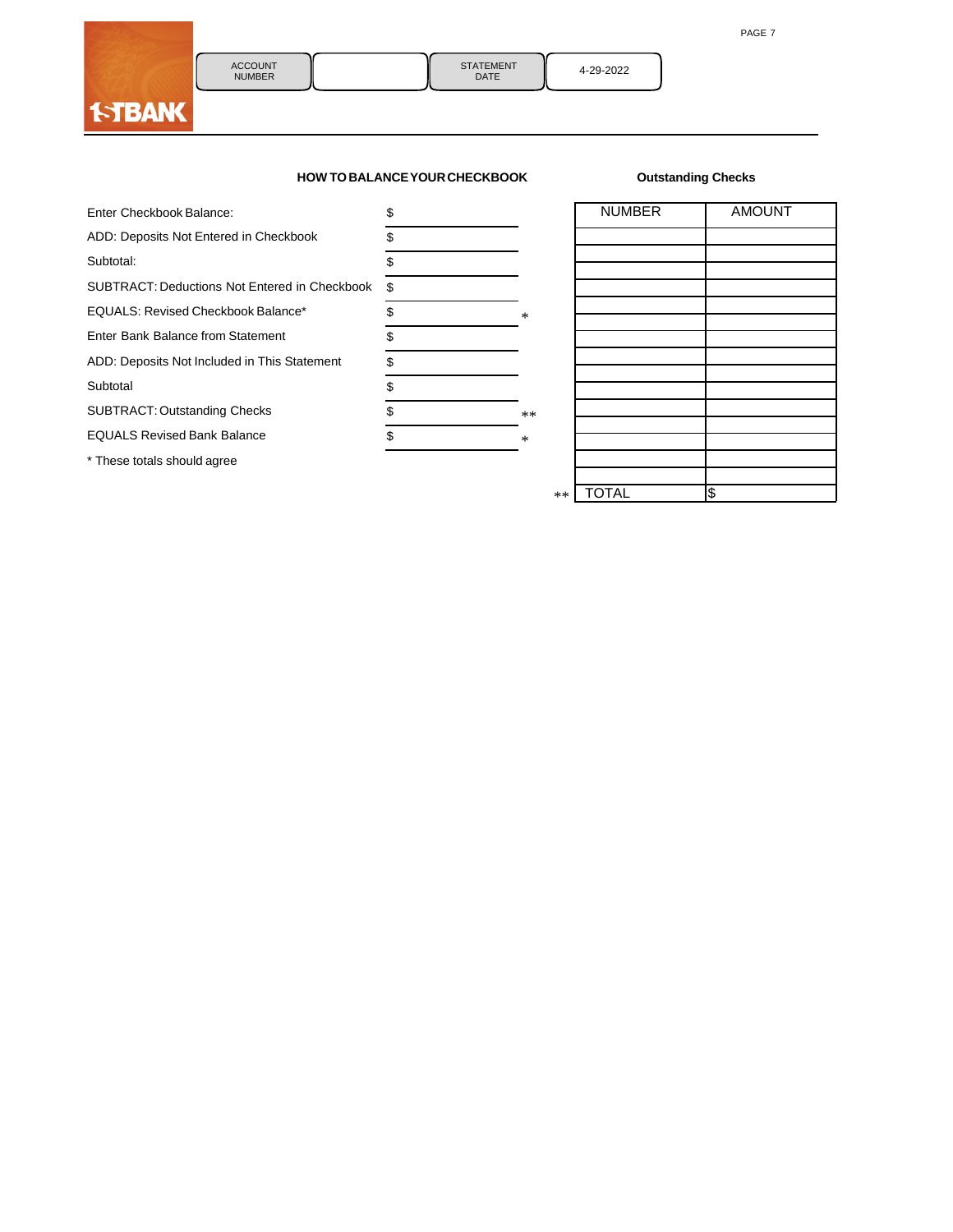1STBANK

| ACCOUNT NUMBER | | STATEMENT DATE | 4-29-2022 |
|---|---|---|---|

## HOW TO BALANCE YOUR CHECKBOOK

| | | |
|---|---|---|
| Enter Checkbook Balance: | $ | |
| ADD: Deposits Not Entered in Checkbook | $ | |
| Subtotal: | $ | |
| SUBTRACT: Deductions Not Entered in Checkbook | $ | |
| EQUALS: Revised Checkbook Balance* | $ | * |
| Enter Bank Balance from Statement | $ | |
| ADD: Deposits Not Included in This Statement | $ | |
| Subtotal | $ | |
| SUBTRACT: Outstanding Checks | $ | ** |
| EQUALS Revised Bank Balance | $ | * |

* These totals should agree

## Outstanding Checks

| NUMBER | AMOUNT |
|---|---|
| | |
| | |
| | |
| | |
| | |
| | |
| | |
| | |
| | |
| | |
| | |
| | |
| | |
| | |
| | |
| ** TOTAL | $ |